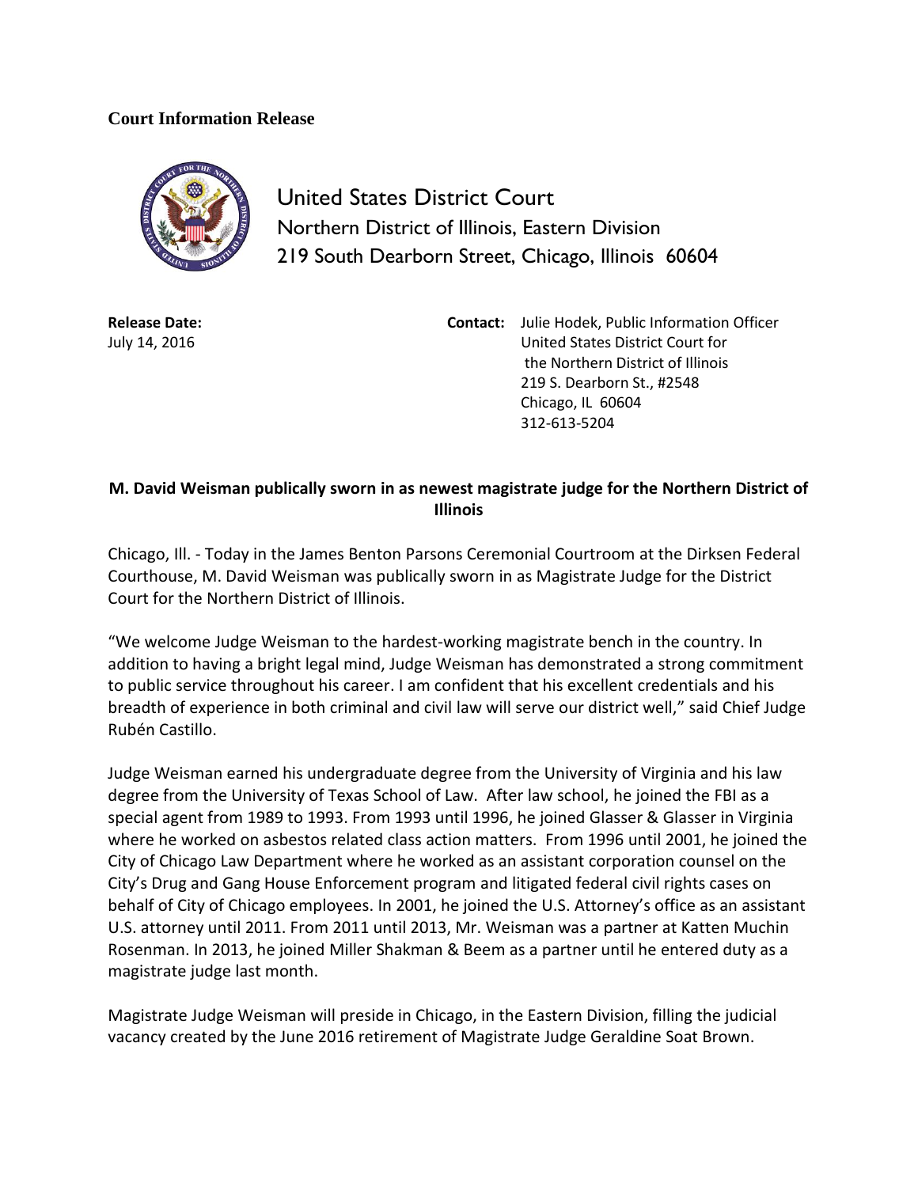**Court Information Release**

United States District Court
Northern District of Illinois, Eastern Division
219 South Dearborn Street, Chicago, Illinois 60604

**Release Date:**
July 14, 2016

**Contact:** Julie Hodek, Public Information Officer
United States District Court for
the Northern District of Illinois
219 S. Dearborn St., #2548
Chicago, IL 60604
312-613-5204

**M. David Weisman publically sworn in as newest magistrate judge for the Northern District of Illinois**

Chicago, Ill. - Today in the James Benton Parsons Ceremonial Courtroom at the Dirksen Federal Courthouse, M. David Weisman was publically sworn in as Magistrate Judge for the District Court for the Northern District of Illinois.

"We welcome Judge Weisman to the hardest-working magistrate bench in the country. In addition to having a bright legal mind, Judge Weisman has demonstrated a strong commitment to public service throughout his career. I am confident that his excellent credentials and his breadth of experience in both criminal and civil law will serve our district well," said Chief Judge Rubén Castillo.

Judge Weisman earned his undergraduate degree from the University of Virginia and his law degree from the University of Texas School of Law. After law school, he joined the FBI as a special agent from 1989 to 1993. From 1993 until 1996, he joined Glasser & Glasser in Virginia where he worked on asbestos related class action matters. From 1996 until 2001, he joined the City of Chicago Law Department where he worked as an assistant corporation counsel on the City's Drug and Gang House Enforcement program and litigated federal civil rights cases on behalf of City of Chicago employees. In 2001, he joined the U.S. Attorney's office as an assistant U.S. attorney until 2011. From 2011 until 2013, Mr. Weisman was a partner at Katten Muchin Rosenman. In 2013, he joined Miller Shakman & Beem as a partner until he entered duty as a magistrate judge last month.

Magistrate Judge Weisman will preside in Chicago, in the Eastern Division, filling the judicial vacancy created by the June 2016 retirement of Magistrate Judge Geraldine Soat Brown.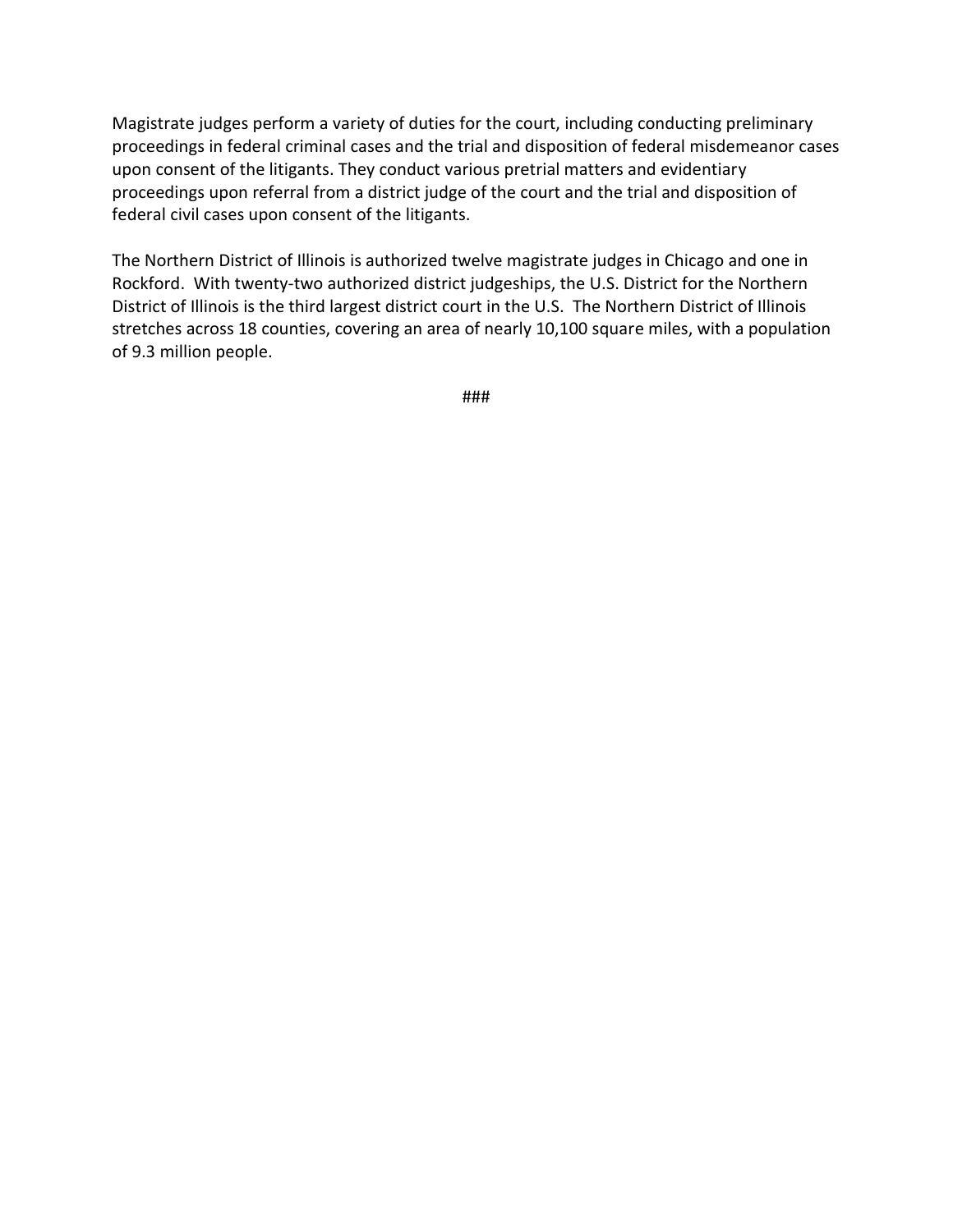Magistrate judges perform a variety of duties for the court, including conducting preliminary proceedings in federal criminal cases and the trial and disposition of federal misdemeanor cases upon consent of the litigants. They conduct various pretrial matters and evidentiary proceedings upon referral from a district judge of the court and the trial and disposition of federal civil cases upon consent of the litigants.

The Northern District of Illinois is authorized twelve magistrate judges in Chicago and one in Rockford. With twenty-two authorized district judgeships, the U.S. District for the Northern District of Illinois is the third largest district court in the U.S. The Northern District of Illinois stretches across 18 counties, covering an area of nearly 10,100 square miles, with a population of 9.3 million people.

###